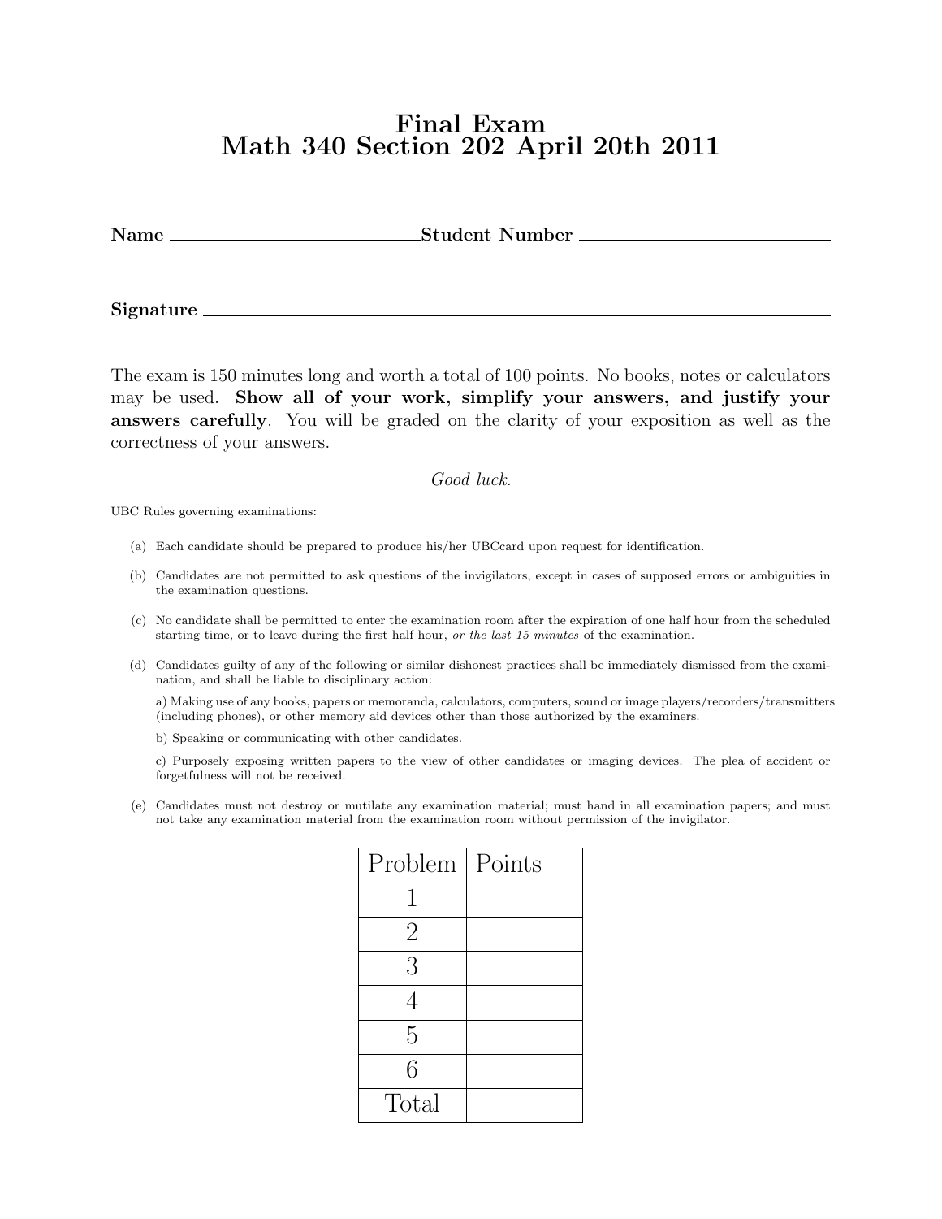# Final Exam
# Math 340 Section 202 April 20th 2011

**Name** \_\_\_\_\_\_\_\_\_\_\_\_\_\_\_\_\_\_\_\_\_\_\_\_\_\_\_\_ **Student Number** \_\_\_\_\_\_\_\_\_\_\_\_\_\_\_\_\_\_\_\_\_\_\_\_\_\_\_\_

**Signature** \_\_\_\_\_\_\_\_\_\_\_\_\_\_\_\_\_\_\_\_\_\_\_\_\_\_\_\_\_\_\_\_\_\_\_\_\_\_\_\_\_\_\_\_\_\_\_\_\_\_\_\_\_\_\_\_

The exam is 150 minutes long and worth a total of 100 points. No books, notes or calculators may be used. **Show all of your work, simplify your answers, and justify your answers carefully**. You will be graded on the clarity of your exposition as well as the correctness of your answers.

*Good luck.*

UBC Rules governing examinations:

(a) Each candidate should be prepared to produce his/her UBCcard upon request for identification.

(b) Candidates are not permitted to ask questions of the invigilators, except in cases of supposed errors or ambiguities in the examination questions.

(c) No candidate shall be permitted to enter the examination room after the expiration of one half hour from the scheduled starting time, or to leave during the first half hour, *or the last 15 minutes* of the examination.

(d) Candidates guilty of any of the following or similar dishonest practices shall be immediately dismissed from the examination, and shall be liable to disciplinary action:

a) Making use of any books, papers or memoranda, calculators, computers, sound or image players/recorders/transmitters (including phones), or other memory aid devices other than those authorized by the examiners.

b) Speaking or communicating with other candidates.

c) Purposely exposing written papers to the view of other candidates or imaging devices. The plea of accident or forgetfulness will not be received.

(e) Candidates must not destroy or mutilate any examination material; must hand in all examination papers; and must not take any examination material from the examination room without permission of the invigilator.

| Problem | Points |
|---|---|
| 1 | |
| 2 | |
| 3 | |
| 4 | |
| 5 | |
| 6 | |
| Total | |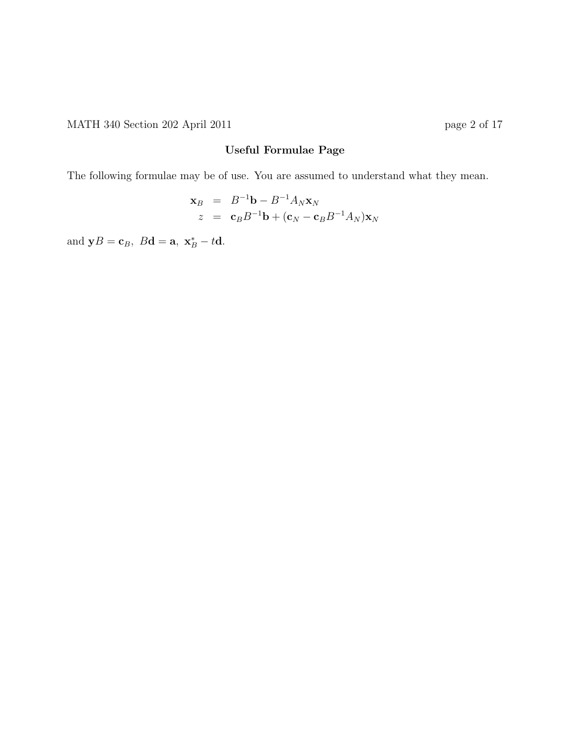## Useful Formulae Page

The following formulae may be of use. You are assumed to understand what they mean.

$$
\begin{aligned}
\mathbf{x}_B &= B^{-1}\mathbf{b} - B^{-1}A_N\mathbf{x}_N \\
z &= \mathbf{c}_B B^{-1}\mathbf{b} + (\mathbf{c}_N - \mathbf{c}_B B^{-1}A_N)\mathbf{x}_N
\end{aligned}
$$

and $\mathbf{y}B = \mathbf{c}_B,\ B\mathbf{d} = \mathbf{a},\ \mathbf{x}_B^* - t\mathbf{d}$.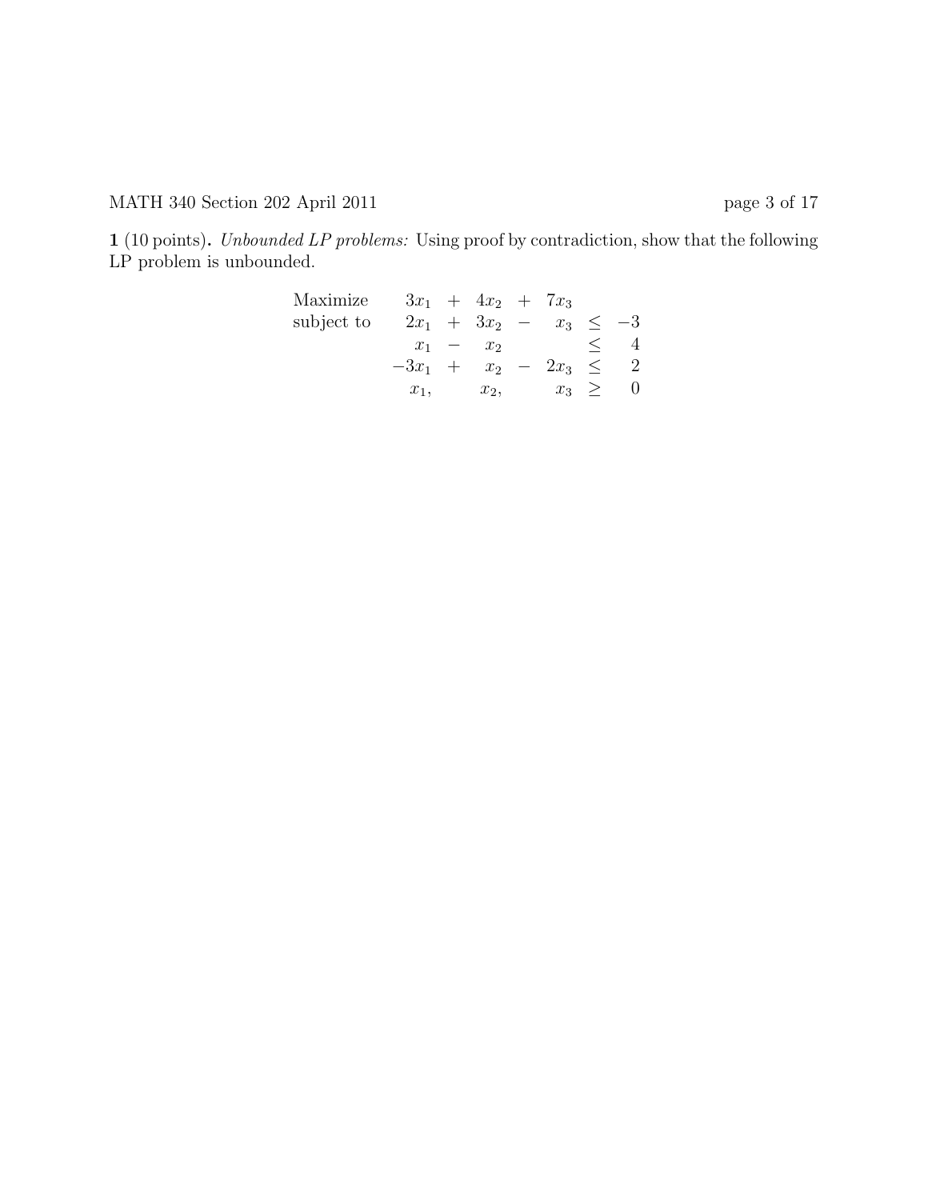**1** (10 points)**.** *Unbounded LP problems:* Using proof by contradiction, show that the following LP problem is unbounded.

$$
\begin{array}{lrcrcrcr}
\text{Maximize} & 3x_1 & + & 4x_2 & + & 7x_3 & & \\
\text{subject to} & 2x_1 & + & 3x_2 & - & x_3 & \leq & -3 \\
 & x_1 & - & x_2 & & & \leq & 4 \\
 & -3x_1 & + & x_2 & - & 2x_3 & \leq & 2 \\
 & x_1, & & x_2, & & x_3 & \geq & 0
\end{array}
$$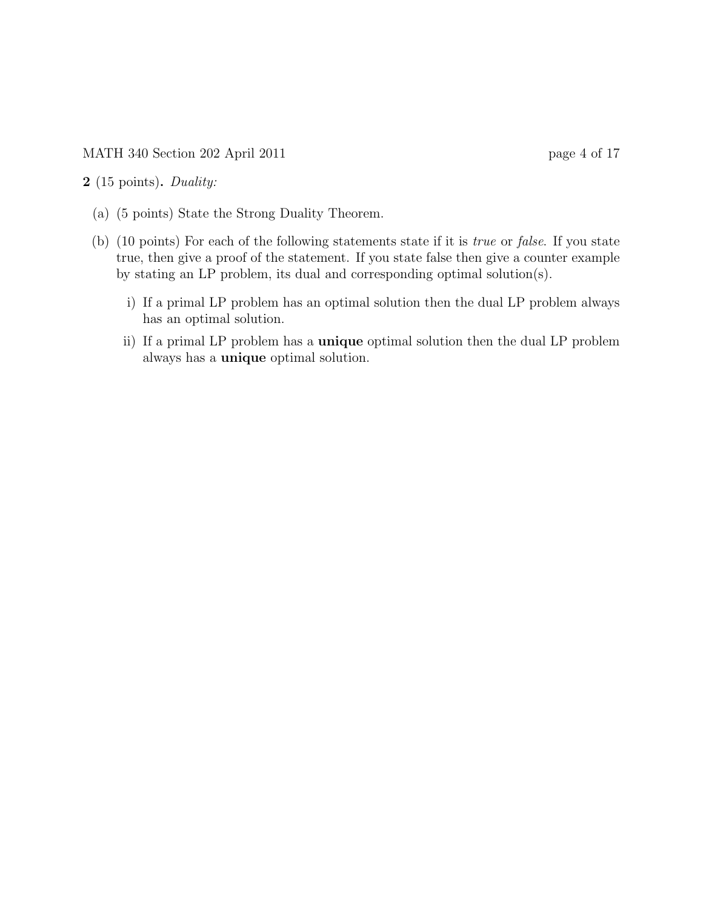**2** (15 points)**.** *Duality:*

(a) (5 points) State the Strong Duality Theorem.

(b) (10 points) For each of the following statements state if it is *true* or *false*. If you state true, then give a proof of the statement. If you state false then give a counter example by stating an LP problem, its dual and corresponding optimal solution(s).

   i) If a primal LP problem has an optimal solution then the dual LP problem always has an optimal solution.

   ii) If a primal LP problem has a **unique** optimal solution then the dual LP problem always has a **unique** optimal solution.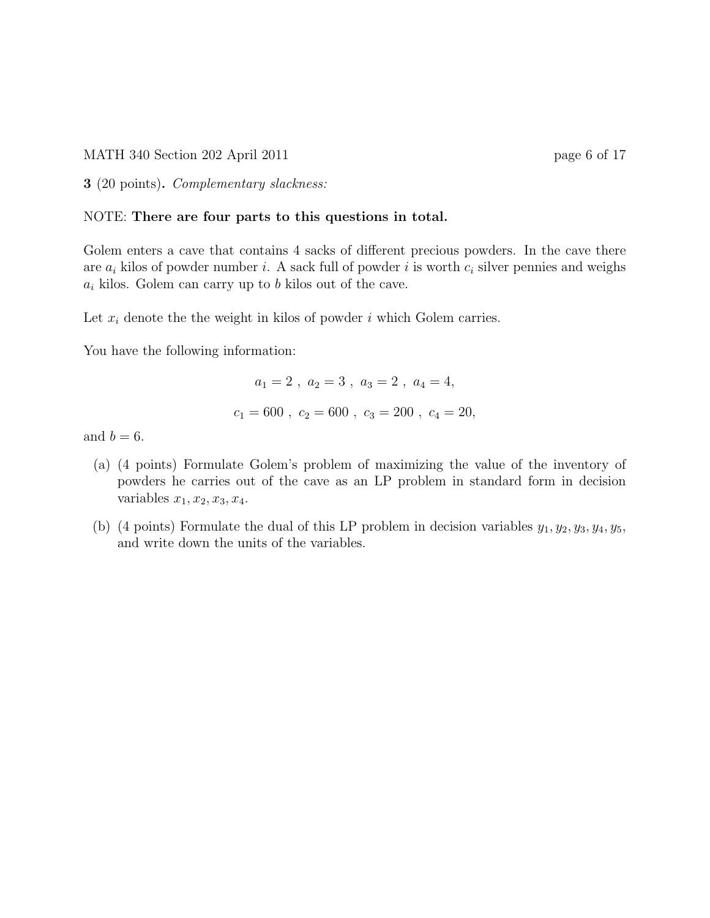**3** (20 points)**.** *Complementary slackness:*

NOTE: **There are four parts to this questions in total.**

Golem enters a cave that contains 4 sacks of different precious powders. In the cave there are $a_i$ kilos of powder number $i$. A sack full of powder $i$ is worth $c_i$ silver pennies and weighs $a_i$ kilos. Golem can carry up to $b$ kilos out of the cave.

Let $x_i$ denote the the weight in kilos of powder $i$ which Golem carries.

You have the following information:

$$a_1 = 2 \ , \ a_2 = 3 \ , \ a_3 = 2 \ , \ a_4 = 4,$$

$$c_1 = 600 \ , \ c_2 = 600 \ , \ c_3 = 200 \ , \ c_4 = 20,$$

and $b = 6$.

(a) (4 points) Formulate Golem's problem of maximizing the value of the inventory of powders he carries out of the cave as an LP problem in standard form in decision variables $x_1, x_2, x_3, x_4$.

(b) (4 points) Formulate the dual of this LP problem in decision variables $y_1, y_2, y_3, y_4, y_5$, and write down the units of the variables.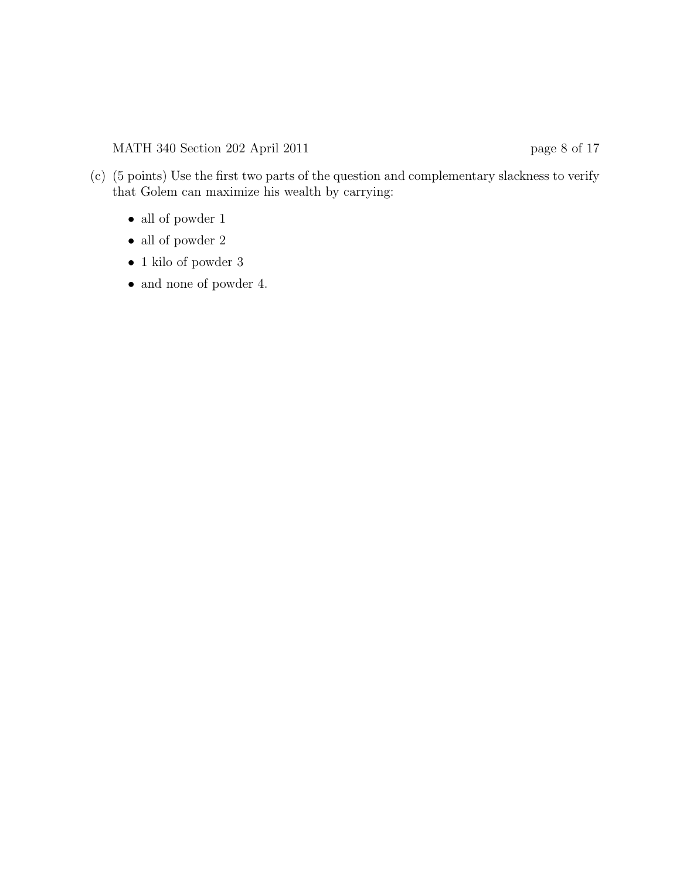(c) (5 points) Use the first two parts of the question and complementary slackness to verify that Golem can maximize his wealth by carrying:

- all of powder 1
- all of powder 2
- 1 kilo of powder 3
- and none of powder 4.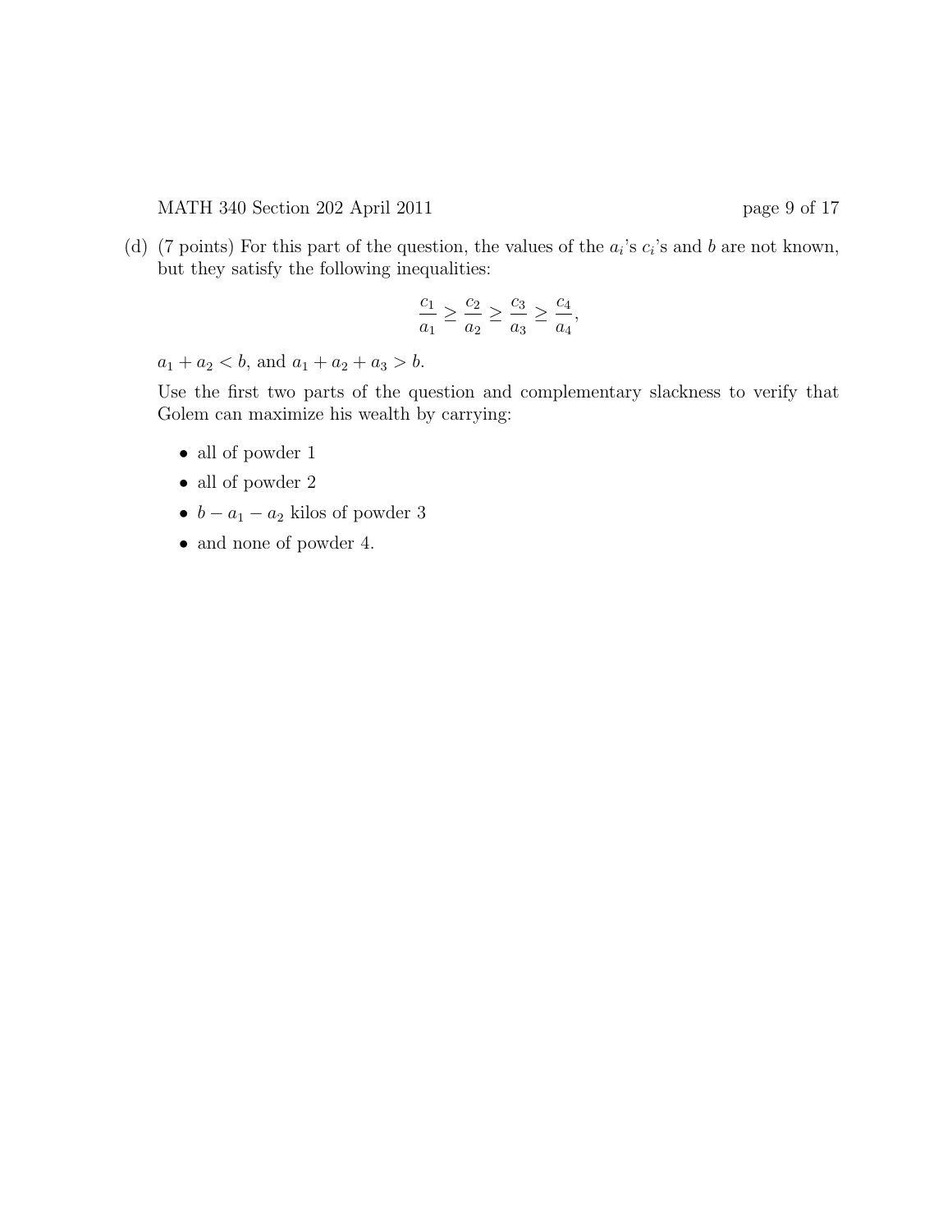(d) (7 points) For this part of the question, the values of the $a_i$'s $c_i$'s and $b$ are not known, but they satisfy the following inequalities:

$$\frac{c_1}{a_1} \geq \frac{c_2}{a_2} \geq \frac{c_3}{a_3} \geq \frac{c_4}{a_4},$$

$a_1 + a_2 < b$, and $a_1 + a_2 + a_3 > b$.

Use the first two parts of the question and complementary slackness to verify that Golem can maximize his wealth by carrying:

- all of powder 1
- all of powder 2
- $b - a_1 - a_2$ kilos of powder 3
- and none of powder 4.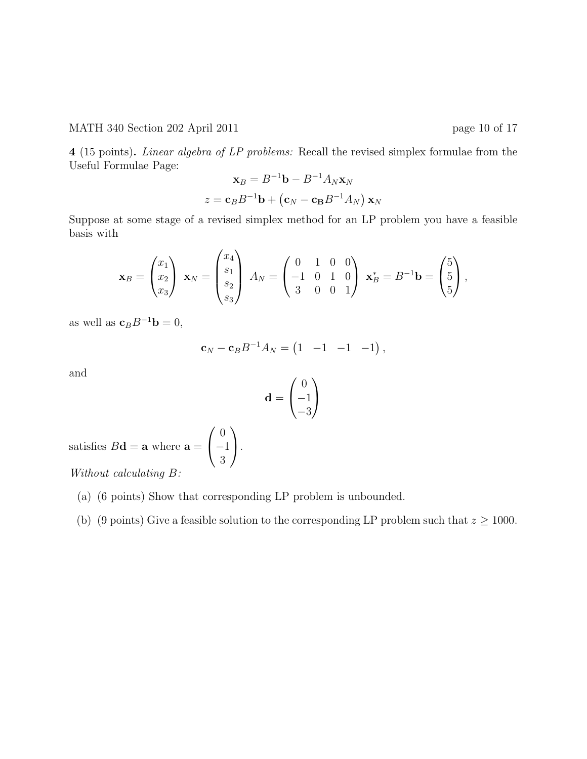**4** (15 points)**.** *Linear algebra of LP problems:* Recall the revised simplex formulae from the Useful Formulae Page:

$$\mathbf{x}_B = B^{-1}\mathbf{b} - B^{-1}A_N\mathbf{x}_N$$

$$z = \mathbf{c}_B B^{-1}\mathbf{b} + \left(\mathbf{c}_N - \mathbf{c}_\mathbf{B} B^{-1}A_N\right)\mathbf{x}_N$$

Suppose at some stage of a revised simplex method for an LP problem you have a feasible basis with

$$\mathbf{x}_B = \begin{pmatrix} x_1 \\ x_2 \\ x_3 \end{pmatrix} \quad \mathbf{x}_N = \begin{pmatrix} x_4 \\ s_1 \\ s_2 \\ s_3 \end{pmatrix} \quad A_N = \begin{pmatrix} 0 & 1 & 0 & 0 \\ -1 & 0 & 1 & 0 \\ 3 & 0 & 0 & 1 \end{pmatrix} \quad \mathbf{x}_B^* = B^{-1}\mathbf{b} = \begin{pmatrix} 5 \\ 5 \\ 5 \end{pmatrix},$$

as well as $\mathbf{c}_B B^{-1}\mathbf{b} = 0$,

$$\mathbf{c}_N - \mathbf{c}_B B^{-1}A_N = \begin{pmatrix} 1 & -1 & -1 & -1 \end{pmatrix},$$

and

$$\mathbf{d} = \begin{pmatrix} 0 \\ -1 \\ -3 \end{pmatrix}$$

satisfies $B\mathbf{d} = \mathbf{a}$ where $\mathbf{a} = \begin{pmatrix} 0 \\ -1 \\ 3 \end{pmatrix}$.

*Without calculating B:*

(a) (6 points) Show that corresponding LP problem is unbounded.

(b) (9 points) Give a feasible solution to the corresponding LP problem such that $z \geq 1000$.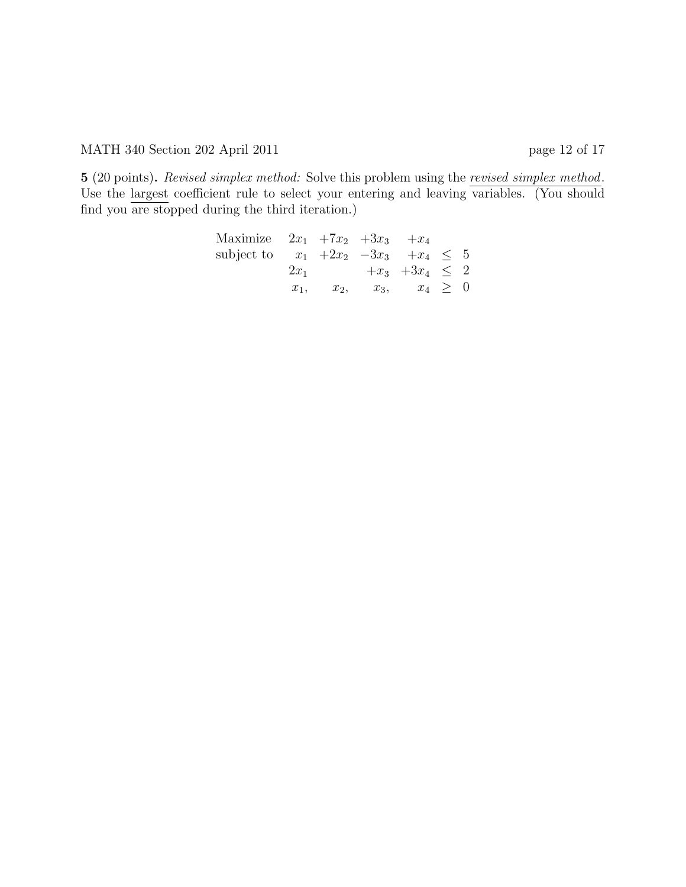**5** (20 points)**.** *Revised simplex method:* Solve this problem using the revised simplex method. Use the largest coefficient rule to select your entering and leaving variables. (You should find you are stopped during the third iteration.)

$$
\begin{array}{lrrrrcl}
\text{Maximize} & 2x_1 & +7x_2 & +3x_3 & +x_4 & & \\
\text{subject to} & x_1 & +2x_2 & -3x_3 & +x_4 & \leq & 5 \\
 & 2x_1 & & +x_3 & +3x_4 & \leq & 2 \\
 & x_1, & x_2, & x_3, & x_4 & \geq & 0
\end{array}
$$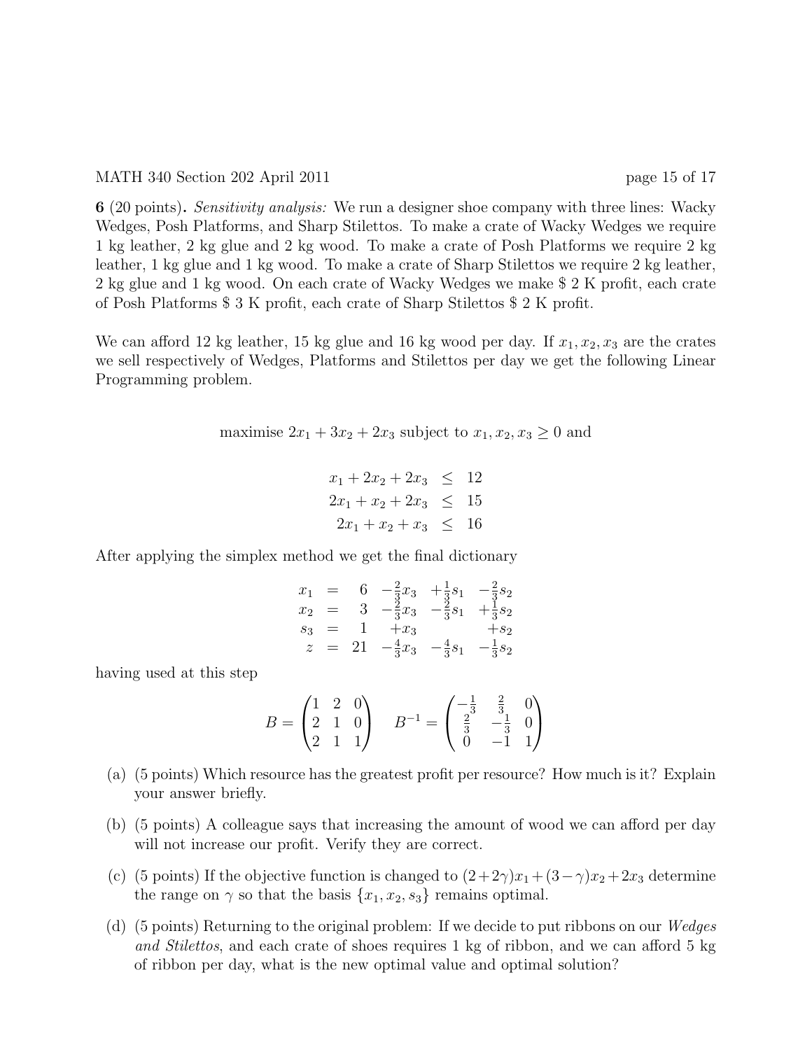**6** (20 points)**.** *Sensitivity analysis:* We run a designer shoe company with three lines: Wacky Wedges, Posh Platforms, and Sharp Stilettos. To make a crate of Wacky Wedges we require 1 kg leather, 2 kg glue and 2 kg wood. To make a crate of Posh Platforms we require 2 kg leather, 1 kg glue and 1 kg wood. To make a crate of Sharp Stilettos we require 2 kg leather, 2 kg glue and 1 kg wood. On each crate of Wacky Wedges we make \$ 2 K profit, each crate of Posh Platforms \$ 3 K profit, each crate of Sharp Stilettos \$ 2 K profit.

We can afford 12 kg leather, 15 kg glue and 16 kg wood per day. If $x_1, x_2, x_3$ are the crates we sell respectively of Wedges, Platforms and Stilettos per day we get the following Linear Programming problem.

$$\text{maximise } 2x_1 + 3x_2 + 2x_3 \text{ subject to } x_1, x_2, x_3 \geq 0 \text{ and}$$

$$\begin{aligned}
x_1 + 2x_2 + 2x_3 &\leq 12 \\
2x_1 + x_2 + 2x_3 &\leq 15 \\
2x_1 + x_2 + x_3 &\leq 16
\end{aligned}$$

After applying the simplex method we get the final dictionary

$$\begin{aligned}
x_1 &= 6 - \tfrac{2}{3}x_3 + \tfrac{1}{3}s_1 - \tfrac{2}{3}s_2 \\
x_2 &= 3 - \tfrac{2}{3}x_3 - \tfrac{2}{3}s_1 + \tfrac{1}{3}s_2 \\
s_3 &= 1 + x_3 + s_2 \\
z &= 21 - \tfrac{4}{3}x_3 - \tfrac{4}{3}s_1 - \tfrac{1}{3}s_2
\end{aligned}$$

having used at this step

$$B = \begin{pmatrix} 1 & 2 & 0 \\ 2 & 1 & 0 \\ 2 & 1 & 1 \end{pmatrix} \quad B^{-1} = \begin{pmatrix} -\frac{1}{3} & \frac{2}{3} & 0 \\ \frac{2}{3} & -\frac{1}{3} & 0 \\ 0 & -1 & 1 \end{pmatrix}$$

(a) (5 points) Which resource has the greatest profit per resource? How much is it? Explain your answer briefly.

(b) (5 points) A colleague says that increasing the amount of wood we can afford per day will not increase our profit. Verify they are correct.

(c) (5 points) If the objective function is changed to $(2+2\gamma)x_1 + (3-\gamma)x_2 + 2x_3$ determine the range on $\gamma$ so that the basis $\{x_1, x_2, s_3\}$ remains optimal.

(d) (5 points) Returning to the original problem: If we decide to put ribbons on our *Wedges and Stilettos*, and each crate of shoes requires 1 kg of ribbon, and we can afford 5 kg of ribbon per day, what is the new optimal value and optimal solution?